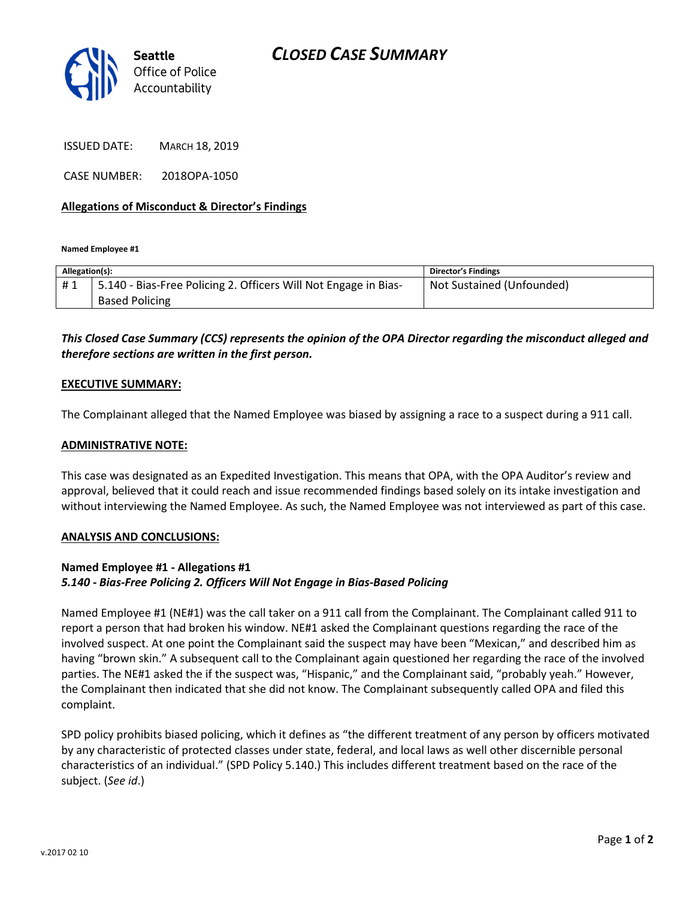Seattle Office of Police Accountability

# CLOSED CASE SUMMARY

ISSUED DATE: MARCH 18, 2019

CASE NUMBER: 2018OPA-1050

## Allegations of Misconduct & Director's Findings

**Named Employee #1**

| Allegation(s): | | Director's Findings |
|---|---|---|
| # 1 | 5.140 - Bias-Free Policing 2. Officers Will Not Engage in Bias-Based Policing | Not Sustained (Unfounded) |

***This Closed Case Summary (CCS) represents the opinion of the OPA Director regarding the misconduct alleged and therefore sections are written in the first person.***

### EXECUTIVE SUMMARY:

The Complainant alleged that the Named Employee was biased by assigning a race to a suspect during a 911 call.

### ADMINISTRATIVE NOTE:

This case was designated as an Expedited Investigation. This means that OPA, with the OPA Auditor's review and approval, believed that it could reach and issue recommended findings based solely on its intake investigation and without interviewing the Named Employee. As such, the Named Employee was not interviewed as part of this case.

### ANALYSIS AND CONCLUSIONS:

**Named Employee #1 - Allegations #1**
***5.140 - Bias-Free Policing 2. Officers Will Not Engage in Bias-Based Policing***

Named Employee #1 (NE#1) was the call taker on a 911 call from the Complainant. The Complainant called 911 to report a person that had broken his window. NE#1 asked the Complainant questions regarding the race of the involved suspect. At one point the Complainant said the suspect may have been "Mexican," and described him as having "brown skin." A subsequent call to the Complainant again questioned her regarding the race of the involved parties. The NE#1 asked the if the suspect was, "Hispanic," and the Complainant said, "probably yeah." However, the Complainant then indicated that she did not know. The Complainant subsequently called OPA and filed this complaint.

SPD policy prohibits biased policing, which it defines as "the different treatment of any person by officers motivated by any characteristic of protected classes under state, federal, and local laws as well other discernible personal characteristics of an individual." (SPD Policy 5.140.) This includes different treatment based on the race of the subject. (*See id*.)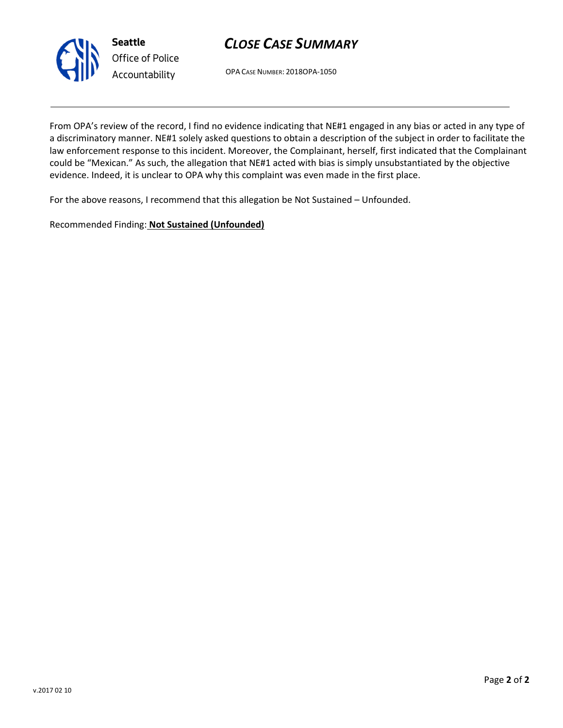From OPA's review of the record, I find no evidence indicating that NE#1 engaged in any bias or acted in any type of a discriminatory manner. NE#1 solely asked questions to obtain a description of the subject in order to facilitate the law enforcement response to this incident. Moreover, the Complainant, herself, first indicated that the Complainant could be "Mexican." As such, the allegation that NE#1 acted with bias is simply unsubstantiated by the objective evidence. Indeed, it is unclear to OPA why this complaint was even made in the first place.

For the above reasons, I recommend that this allegation be Not Sustained – Unfounded.

Recommended Finding: **Not Sustained (Unfounded)**